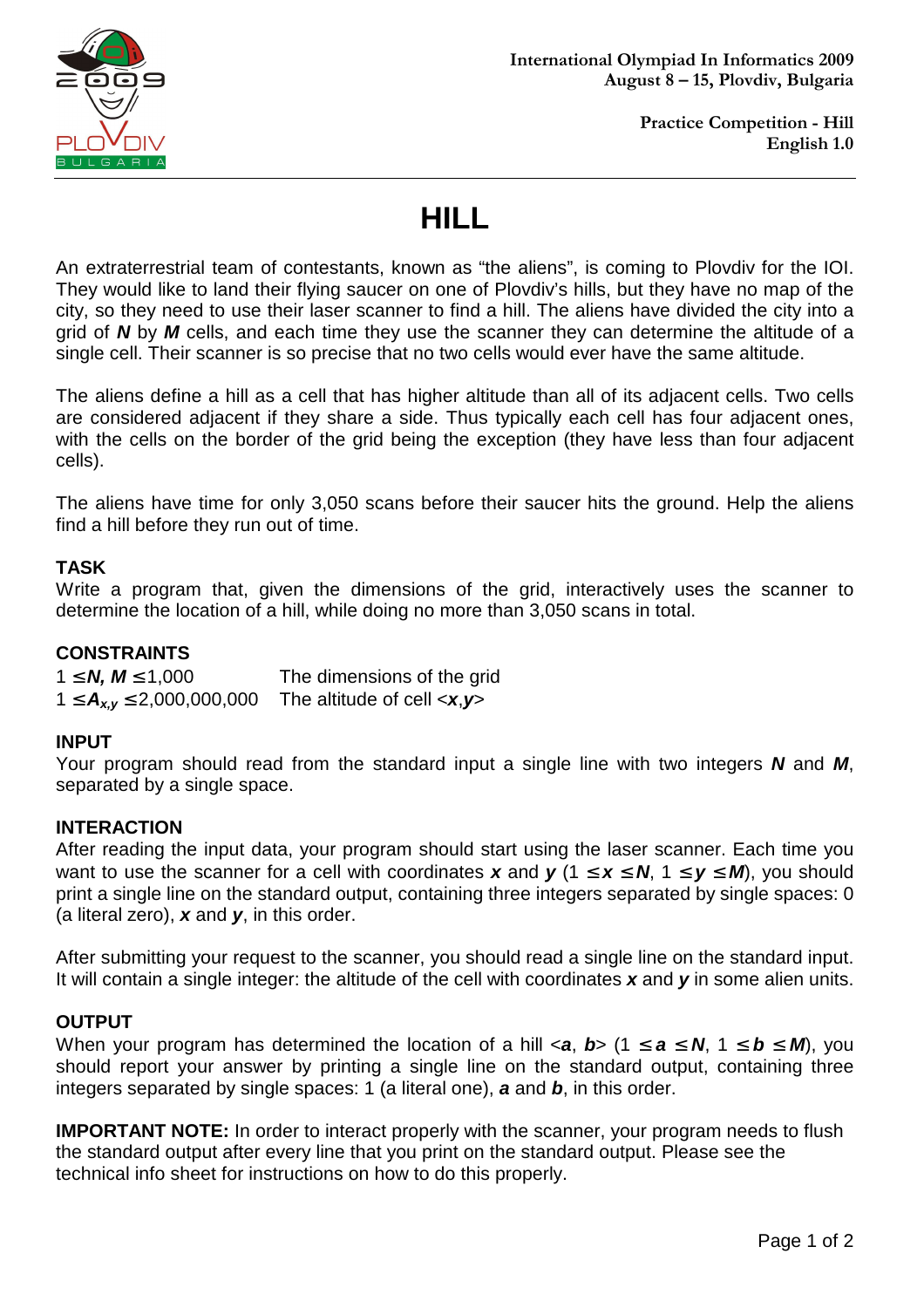# HILL

An extraterrestrial team of contestants, known as "the aliens", is coming to Plovdiv for the IOI. They would like to land their flying saucer on one of Plovdiv's hills, but they have no map of the city, so they need to use their laser scanner to find a hill. The aliens have divided the city into a grid of $N$ by $M$ cells, and each time they use the scanner they can determine the altitude of a single cell. Their scanner is so precise that no two cells would ever have the same altitude.

The aliens define a hill as a cell that has higher altitude than all of its adjacent cells. Two cells are considered adjacent if they share a side. Thus typically each cell has four adjacent ones, with the cells on the border of the grid being the exception (they have less than four adjacent cells).

The aliens have time for only 3,050 scans before their saucer hits the ground. Help the aliens find a hill before they run out of time.

## TASK

Write a program that, given the dimensions of the grid, interactively uses the scanner to determine the location of a hill, while doing no more than 3,050 scans in total.

## CONSTRAINTS

| | |
|---|---|
| $1 \le N, M \le 1{,}000$ | The dimensions of the grid |
| $1 \le A_{x,y} \le 2{,}000{,}000{,}000$ | The altitude of cell $<x,y>$ |

## INPUT

Your program should read from the standard input a single line with two integers $N$ and $M$, separated by a single space.

## INTERACTION

After reading the input data, your program should start using the laser scanner. Each time you want to use the scanner for a cell with coordinates $x$ and $y$ ($1 \le x \le N$, $1 \le y \le M$), you should print a single line on the standard output, containing three integers separated by single spaces: 0 (a literal zero), $x$ and $y$, in this order.

After submitting your request to the scanner, you should read a single line on the standard input. It will contain a single integer: the altitude of the cell with coordinates $x$ and $y$ in some alien units.

## OUTPUT

When your program has determined the location of a hill $<a, b>$ ($1 \le a \le N$, $1 \le b \le M$), you should report your answer by printing a single line on the standard output, containing three integers separated by single spaces: 1 (a literal one), $a$ and $b$, in this order.

**IMPORTANT NOTE:** In order to interact properly with the scanner, your program needs to flush the standard output after every line that you print on the standard output. Please see the technical info sheet for instructions on how to do this properly.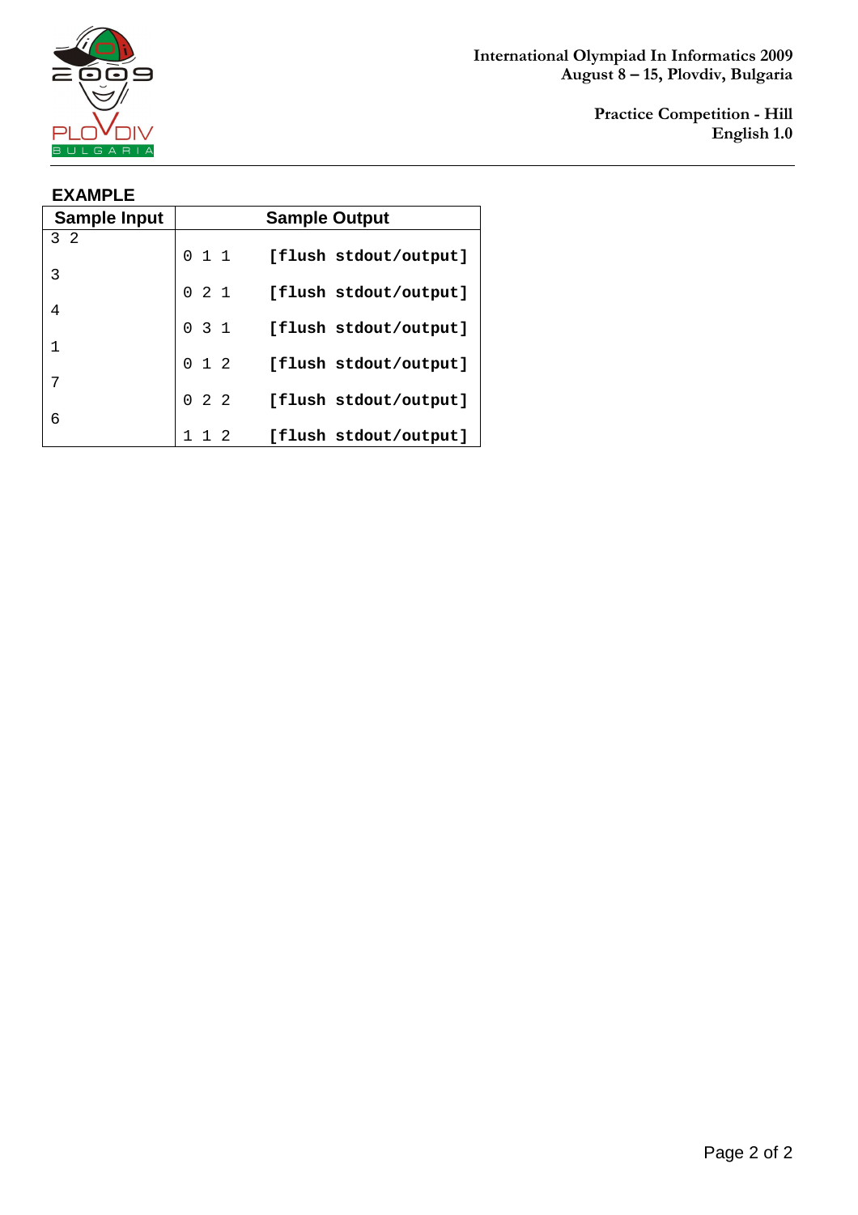### EXAMPLE

| Sample Input | Sample Output |
|---|---|
| 3 2 | |
| | 0 1 1   [flush stdout/output] |
| 3 | |
| | 0 2 1   [flush stdout/output] |
| 4 | |
| | 0 3 1   [flush stdout/output] |
| 1 | |
| | 0 1 2   [flush stdout/output] |
| 7 | |
| | 0 2 2   [flush stdout/output] |
| 6 | |
| | 1 1 2   [flush stdout/output] |